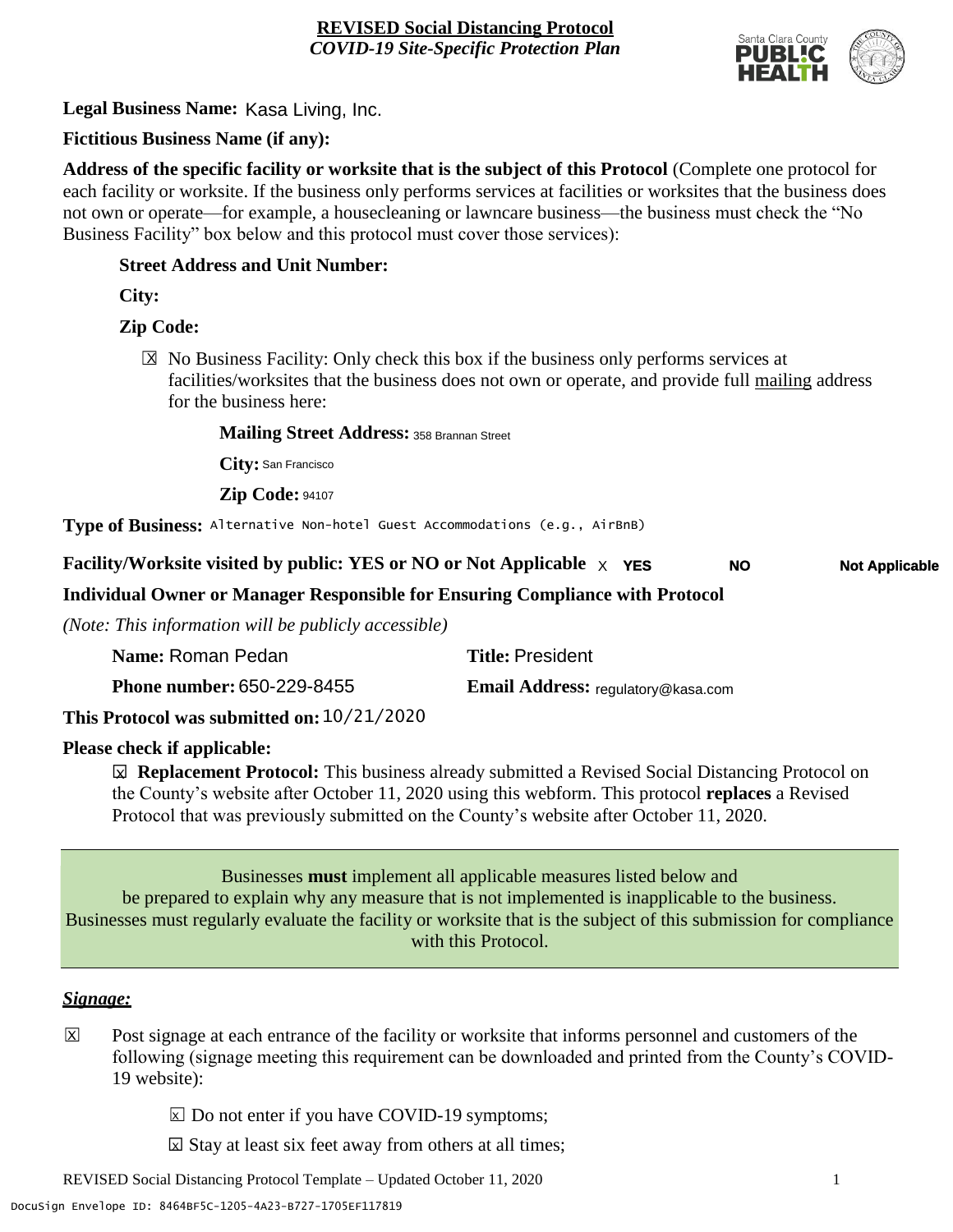**REVISED Social Distancing Protocol**
*COVID-19 Site-Specific Protection Plan*

**Legal Business Name:** Kasa Living, Inc.

**Fictitious Business Name (if any):**

**Address of the specific facility or worksite that is the subject of this Protocol** (Complete one protocol for each facility or worksite. If the business only performs services at facilities or worksites that the business does not own or operate—for example, a housecleaning or lawncare business—the business must check the "No Business Facility" box below and this protocol must cover those services):

**Street Address and Unit Number:**

**City:**

**Zip Code:**

☒ No Business Facility: Only check this box if the business only performs services at facilities/worksites that the business does not own or operate, and provide full mailing address for the business here:

**Mailing Street Address:** 358 Brannan Street

**City:** San Francisco

**Zip Code:** 94107

**Type of Business:** Alternative Non-hotel Guest Accommodations (e.g., AirBnB)

**Facility/Worksite visited by public: YES or NO or Not Applicable** X **YES** **NO** **Not Applicable**

**Individual Owner or Manager Responsible for Ensuring Compliance with Protocol**

*(Note: This information will be publicly accessible)*

**Name:** Roman Pedan **Title:** President

**Phone number:** 650-229-8455 **Email Address:** regulatory@kasa.com

**This Protocol was submitted on:** 10/21/2020

**Please check if applicable:**

☒ **Replacement Protocol:** This business already submitted a Revised Social Distancing Protocol on the County's website after October 11, 2020 using this webform. This protocol **replaces** a Revised Protocol that was previously submitted on the County's website after October 11, 2020.

Businesses **must** implement all applicable measures listed below and be prepared to explain why any measure that is not implemented is inapplicable to the business. Businesses must regularly evaluate the facility or worksite that is the subject of this submission for compliance with this Protocol.

***Signage:***

☒ Post signage at each entrance of the facility or worksite that informs personnel and customers of the following (signage meeting this requirement can be downloaded and printed from the County's COVID-19 website):

☒ Do not enter if you have COVID-19 symptoms;

☒ Stay at least six feet away from others at all times;

DocuSign Envelope ID: 8464BF5C-1205-4A23-B727-1705EF117819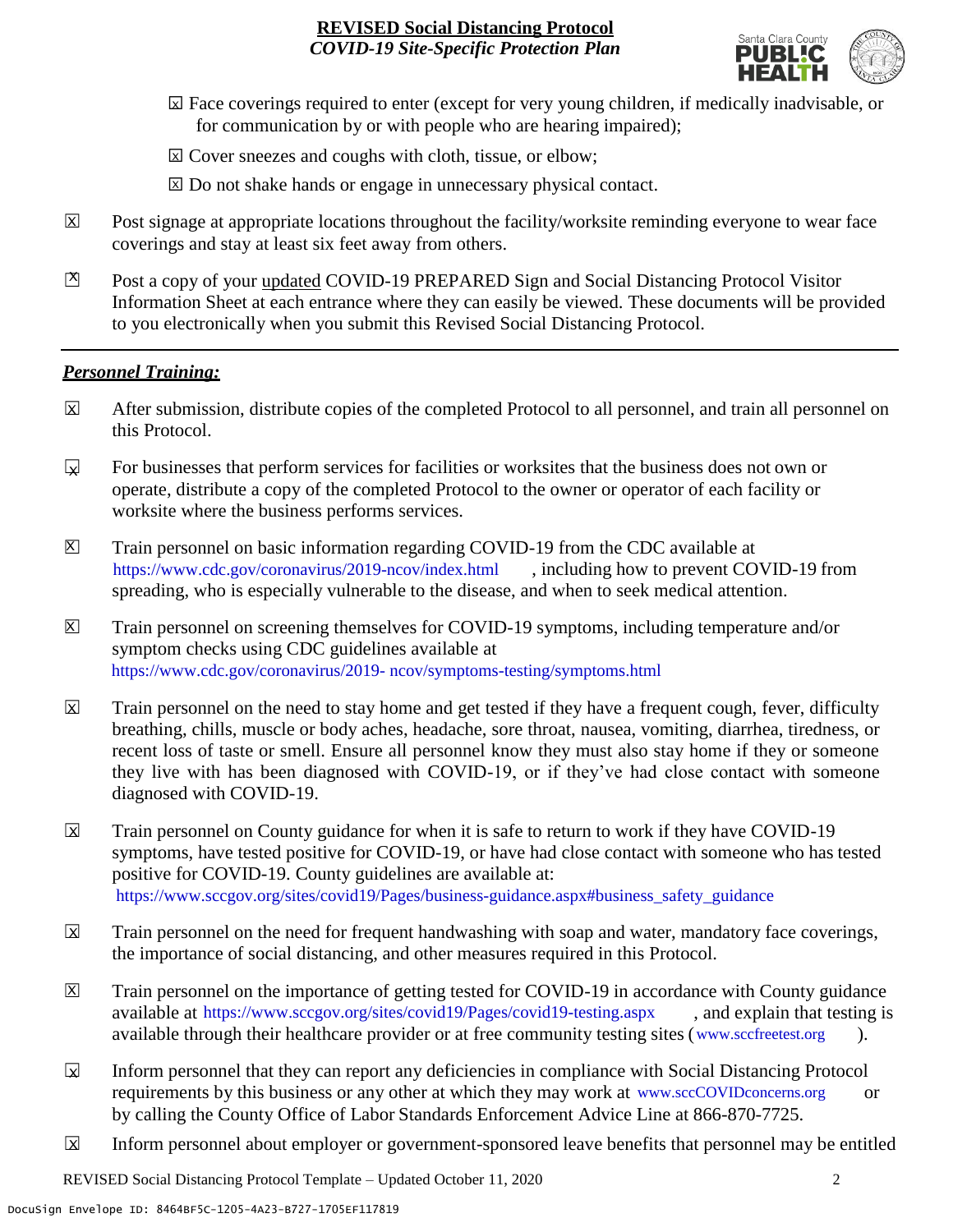☒ Face coverings required to enter (except for very young children, if medically inadvisable, or for communication by or with people who are hearing impaired);

☒ Cover sneezes and coughs with cloth, tissue, or elbow;

☒ Do not shake hands or engage in unnecessary physical contact.

☒ Post signage at appropriate locations throughout the facility/worksite reminding everyone to wear face coverings and stay at least six feet away from others.

☒ Post a copy of your updated COVID-19 PREPARED Sign and Social Distancing Protocol Visitor Information Sheet at each entrance where they can easily be viewed. These documents will be provided to you electronically when you submit this Revised Social Distancing Protocol.

## ***Personnel Training:***

☒ After submission, distribute copies of the completed Protocol to all personnel, and train all personnel on this Protocol.

☒ For businesses that perform services for facilities or worksites that the business does not own or operate, distribute a copy of the completed Protocol to the owner or operator of each facility or worksite where the business performs services.

☒ Train personnel on basic information regarding COVID-19 from the CDC available at https://www.cdc.gov/coronavirus/2019-ncov/index.html, including how to prevent COVID-19 from spreading, who is especially vulnerable to the disease, and when to seek medical attention.

☒ Train personnel on screening themselves for COVID-19 symptoms, including temperature and/or symptom checks using CDC guidelines available at https://www.cdc.gov/coronavirus/2019- ncov/symptoms-testing/symptoms.html

☒ Train personnel on the need to stay home and get tested if they have a frequent cough, fever, difficulty breathing, chills, muscle or body aches, headache, sore throat, nausea, vomiting, diarrhea, tiredness, or recent loss of taste or smell. Ensure all personnel know they must also stay home if they or someone they live with has been diagnosed with COVID-19, or if they've had close contact with someone diagnosed with COVID-19.

☒ Train personnel on County guidance for when it is safe to return to work if they have COVID-19 symptoms, have tested positive for COVID-19, or have had close contact with someone who has tested positive for COVID-19. County guidelines are available at: https://www.sccgov.org/sites/covid19/Pages/business-guidance.aspx#business_safety_guidance

☒ Train personnel on the need for frequent handwashing with soap and water, mandatory face coverings, the importance of social distancing, and other measures required in this Protocol.

☒ Train personnel on the importance of getting tested for COVID-19 in accordance with County guidance available at https://www.sccgov.org/sites/covid19/Pages/covid19-testing.aspx, and explain that testing is available through their healthcare provider or at free community testing sites (www.sccfreetest.org).

☒ Inform personnel that they can report any deficiencies in compliance with Social Distancing Protocol requirements by this business or any other at which they may work at www.sccCOVIDconcerns.org or by calling the County Office of Labor Standards Enforcement Advice Line at 866-870-7725.

☒ Inform personnel about employer or government-sponsored leave benefits that personnel may be entitled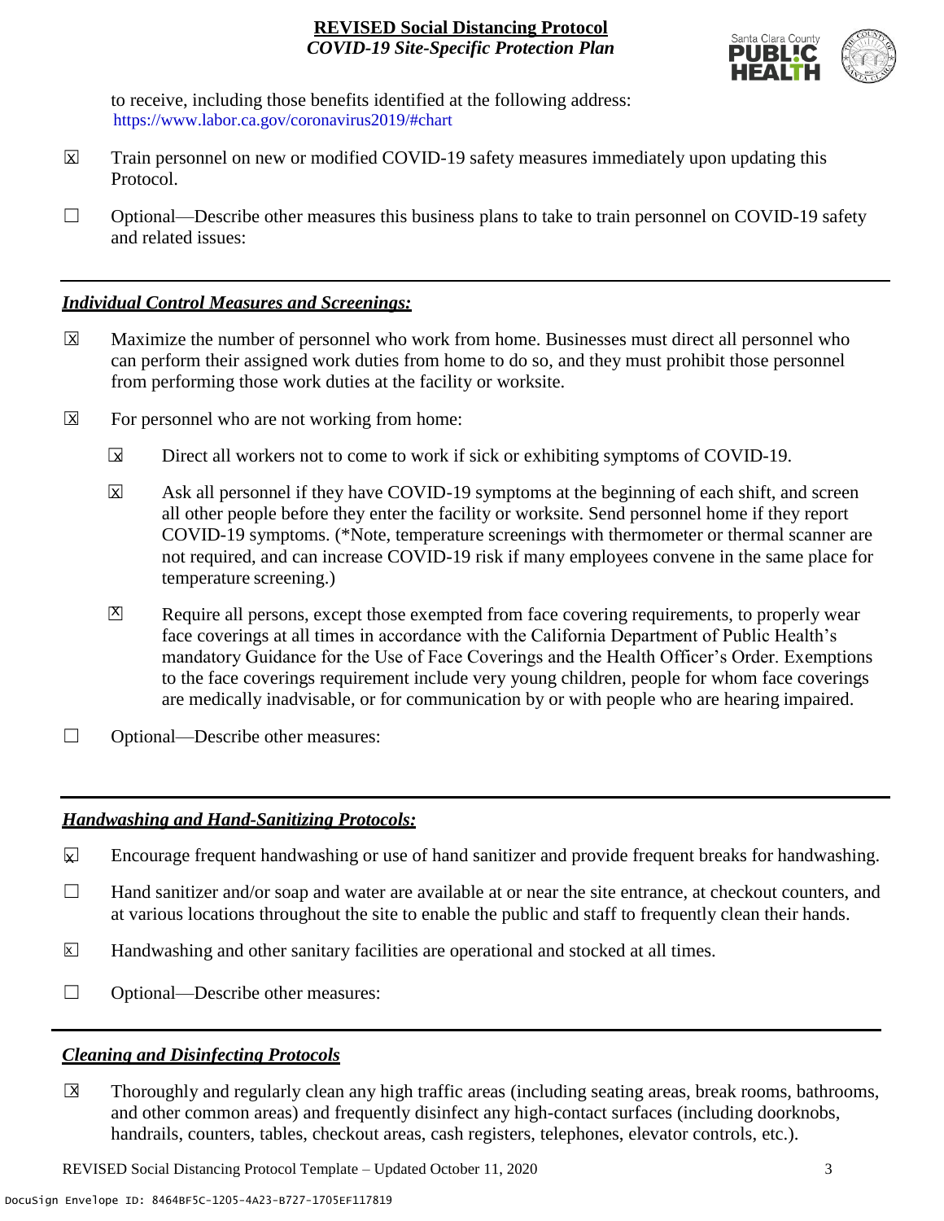to receive, including those benefits identified at the following address: https://www.labor.ca.gov/coronavirus2019/#chart

☒ Train personnel on new or modified COVID-19 safety measures immediately upon updating this Protocol.

☐ Optional—Describe other measures this business plans to take to train personnel on COVID-19 safety and related issues:

## *Individual Control Measures and Screenings:*

☒ Maximize the number of personnel who work from home. Businesses must direct all personnel who can perform their assigned work duties from home to do so, and they must prohibit those personnel from performing those work duties at the facility or worksite.

☒ For personnel who are not working from home:

- ☒ Direct all workers not to come to work if sick or exhibiting symptoms of COVID-19.
- ☒ Ask all personnel if they have COVID-19 symptoms at the beginning of each shift, and screen all other people before they enter the facility or worksite. Send personnel home if they report COVID-19 symptoms. (*Note, temperature screenings with thermometer or thermal scanner are not required, and can increase COVID-19 risk if many employees convene in the same place for temperature screening.)
- ☒ Require all persons, except those exempted from face covering requirements, to properly wear face coverings at all times in accordance with the California Department of Public Health's mandatory Guidance for the Use of Face Coverings and the Health Officer's Order. Exemptions to the face coverings requirement include very young children, people for whom face coverings are medically inadvisable, or for communication by or with people who are hearing impaired.

☐ Optional—Describe other measures:

## *Handwashing and Hand-Sanitizing Protocols:*

☒ Encourage frequent handwashing or use of hand sanitizer and provide frequent breaks for handwashing.

☐ Hand sanitizer and/or soap and water are available at or near the site entrance, at checkout counters, and at various locations throughout the site to enable the public and staff to frequently clean their hands.

☒ Handwashing and other sanitary facilities are operational and stocked at all times.

☐ Optional—Describe other measures:

## *Cleaning and Disinfecting Protocols*

☒ Thoroughly and regularly clean any high traffic areas (including seating areas, break rooms, bathrooms, and other common areas) and frequently disinfect any high-contact surfaces (including doorknobs, handrails, counters, tables, checkout areas, cash registers, telephones, elevator controls, etc.).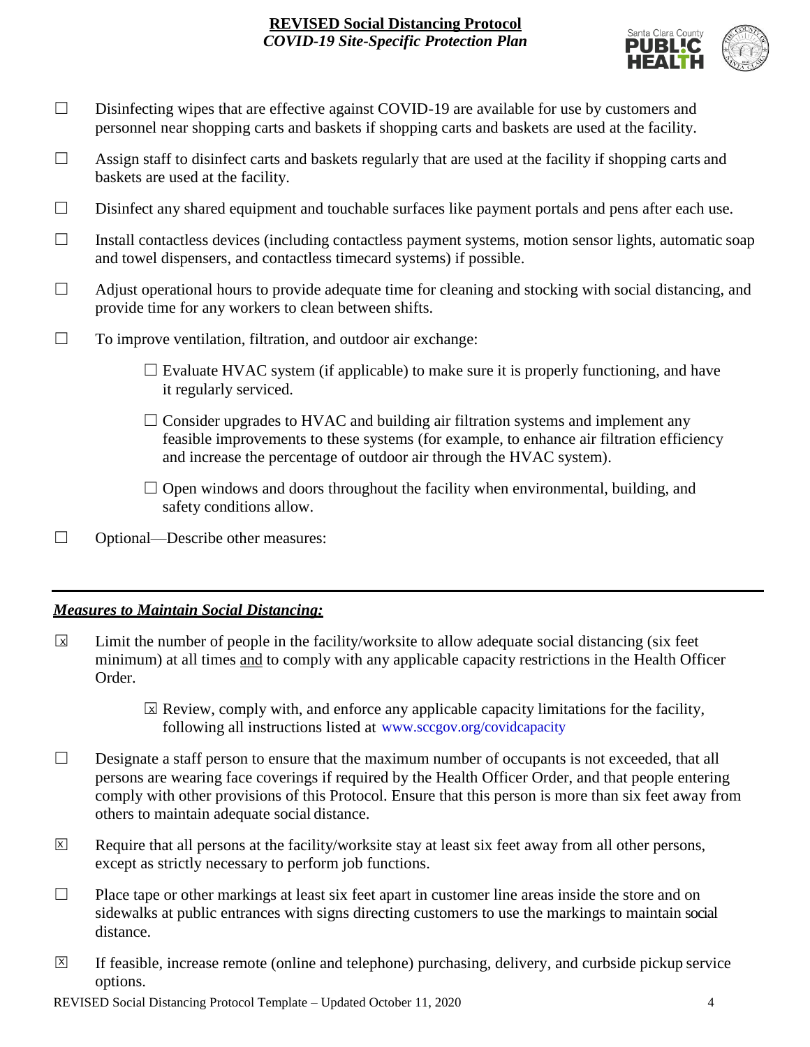- ☐ Disinfecting wipes that are effective against COVID-19 are available for use by customers and personnel near shopping carts and baskets if shopping carts and baskets are used at the facility.
- ☐ Assign staff to disinfect carts and baskets regularly that are used at the facility if shopping carts and baskets are used at the facility.
- ☐ Disinfect any shared equipment and touchable surfaces like payment portals and pens after each use.
- ☐ Install contactless devices (including contactless payment systems, motion sensor lights, automatic soap and towel dispensers, and contactless timecard systems) if possible.
- ☐ Adjust operational hours to provide adequate time for cleaning and stocking with social distancing, and provide time for any workers to clean between shifts.
- ☐ To improve ventilation, filtration, and outdoor air exchange:
  - ☐ Evaluate HVAC system (if applicable) to make sure it is properly functioning, and have it regularly serviced.
  - ☐ Consider upgrades to HVAC and building air filtration systems and implement any feasible improvements to these systems (for example, to enhance air filtration efficiency and increase the percentage of outdoor air through the HVAC system).
  - ☐ Open windows and doors throughout the facility when environmental, building, and safety conditions allow.
- ☐ Optional—Describe other measures:

---

***Measures to Maintain Social Distancing:***

- ☒ Limit the number of people in the facility/worksite to allow adequate social distancing (six feet minimum) at all times and to comply with any applicable capacity restrictions in the Health Officer Order.
  - ☒ Review, comply with, and enforce any applicable capacity limitations for the facility, following all instructions listed at www.sccgov.org/covidcapacity
- ☐ Designate a staff person to ensure that the maximum number of occupants is not exceeded, that all persons are wearing face coverings if required by the Health Officer Order, and that people entering comply with other provisions of this Protocol. Ensure that this person is more than six feet away from others to maintain adequate social distance.
- ☒ Require that all persons at the facility/worksite stay at least six feet away from all other persons, except as strictly necessary to perform job functions.
- ☐ Place tape or other markings at least six feet apart in customer line areas inside the store and on sidewalks at public entrances with signs directing customers to use the markings to maintain social distance.
- ☒ If feasible, increase remote (online and telephone) purchasing, delivery, and curbside pickup service options.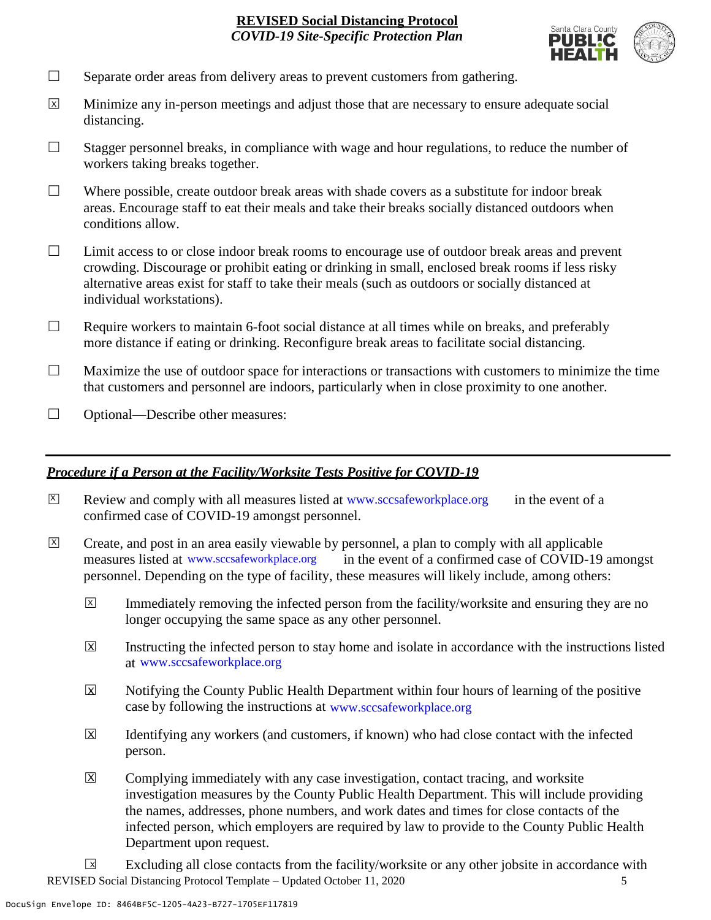☐ Separate order areas from delivery areas to prevent customers from gathering.

☒ Minimize any in-person meetings and adjust those that are necessary to ensure adequate social distancing.

☐ Stagger personnel breaks, in compliance with wage and hour regulations, to reduce the number of workers taking breaks together.

☐ Where possible, create outdoor break areas with shade covers as a substitute for indoor break areas. Encourage staff to eat their meals and take their breaks socially distanced outdoors when conditions allow.

☐ Limit access to or close indoor break rooms to encourage use of outdoor break areas and prevent crowding. Discourage or prohibit eating or drinking in small, enclosed break rooms if less risky alternative areas exist for staff to take their meals (such as outdoors or socially distanced at individual workstations).

☐ Require workers to maintain 6-foot social distance at all times while on breaks, and preferably more distance if eating or drinking. Reconfigure break areas to facilitate social distancing.

☐ Maximize the use of outdoor space for interactions or transactions with customers to minimize the time that customers and personnel are indoors, particularly when in close proximity to one another.

☐ Optional—Describe other measures:

## *Procedure if a Person at the Facility/Worksite Tests Positive for COVID-19*

☒ Review and comply with all measures listed at www.sccsafeworkplace.org in the event of a confirmed case of COVID-19 amongst personnel.

☒ Create, and post in an area easily viewable by personnel, a plan to comply with all applicable measures listed at www.sccsafeworkplace.org in the event of a confirmed case of COVID-19 amongst personnel. Depending on the type of facility, these measures will likely include, among others:

- ☒ Immediately removing the infected person from the facility/worksite and ensuring they are no longer occupying the same space as any other personnel.
- ☒ Instructing the infected person to stay home and isolate in accordance with the instructions listed at www.sccsafeworkplace.org
- ☒ Notifying the County Public Health Department within four hours of learning of the positive case by following the instructions at www.sccsafeworkplace.org
- ☒ Identifying any workers (and customers, if known) who had close contact with the infected person.
- ☒ Complying immediately with any case investigation, contact tracing, and worksite investigation measures by the County Public Health Department. This will include providing the names, addresses, phone numbers, and work dates and times for close contacts of the infected person, which employers are required by law to provide to the County Public Health Department upon request.
- ☒ Excluding all close contacts from the facility/worksite or any other jobsite in accordance with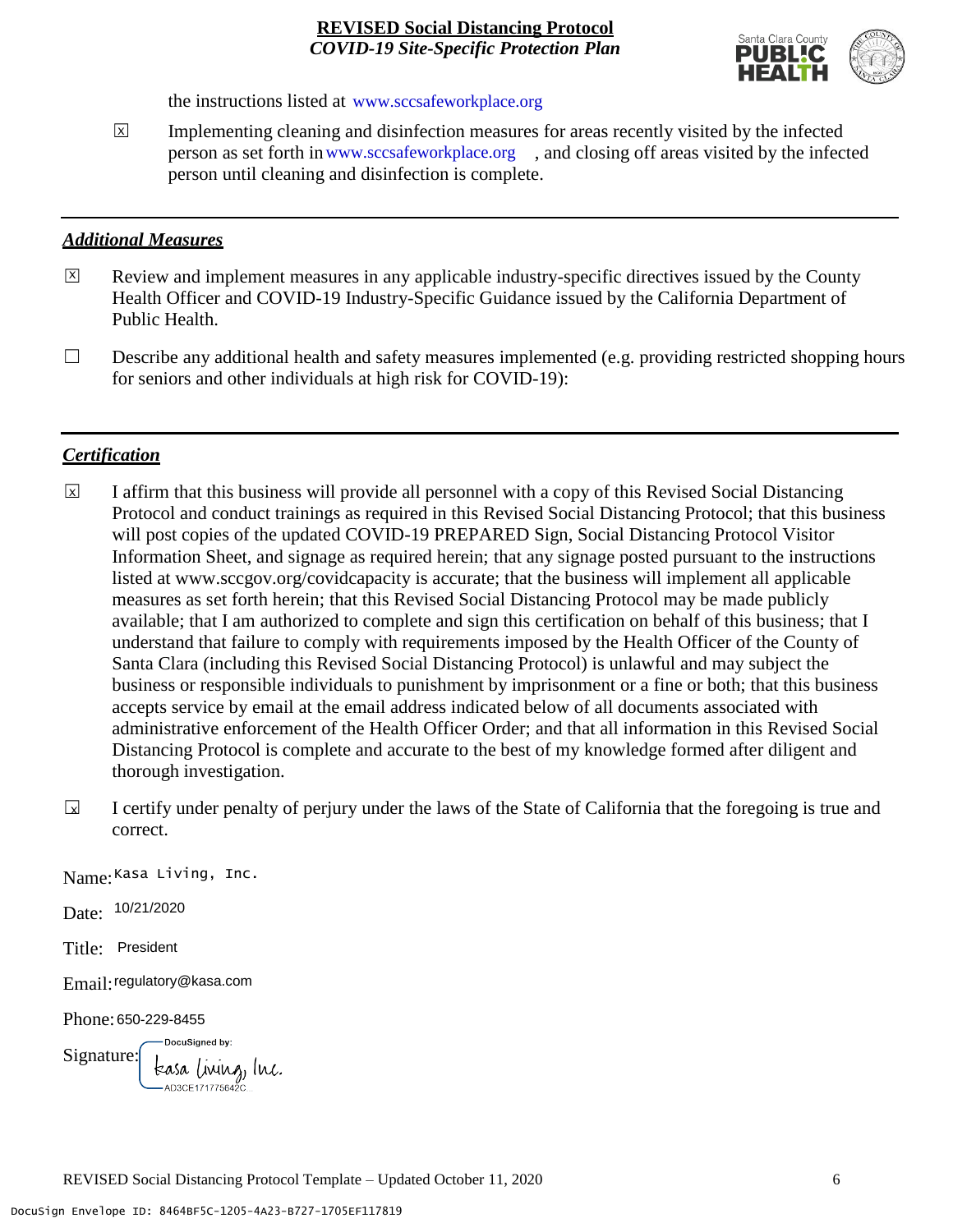the instructions listed at www.sccsafeworkplace.org

☒ Implementing cleaning and disinfection measures for areas recently visited by the infected person as set forth in www.sccsafeworkplace.org, and closing off areas visited by the infected person until cleaning and disinfection is complete.

---

## *Additional Measures*

☒ Review and implement measures in any applicable industry-specific directives issued by the County Health Officer and COVID-19 Industry-Specific Guidance issued by the California Department of Public Health.

☐ Describe any additional health and safety measures implemented (e.g. providing restricted shopping hours for seniors and other individuals at high risk for COVID-19):

---

## *Certification*

☒ I affirm that this business will provide all personnel with a copy of this Revised Social Distancing Protocol and conduct trainings as required in this Revised Social Distancing Protocol; that this business will post copies of the updated COVID-19 PREPARED Sign, Social Distancing Protocol Visitor Information Sheet, and signage as required herein; that any signage posted pursuant to the instructions listed at www.sccgov.org/covidcapacity is accurate; that the business will implement all applicable measures as set forth herein; that this Revised Social Distancing Protocol may be made publicly available; that I am authorized to complete and sign this certification on behalf of this business; that I understand that failure to comply with requirements imposed by the Health Officer of the County of Santa Clara (including this Revised Social Distancing Protocol) is unlawful and may subject the business or responsible individuals to punishment by imprisonment or a fine or both; that this business accepts service by email at the email address indicated below of all documents associated with administrative enforcement of the Health Officer Order; and that all information in this Revised Social Distancing Protocol is complete and accurate to the best of my knowledge formed after diligent and thorough investigation.

☒ I certify under penalty of perjury under the laws of the State of California that the foregoing is true and correct.

Name: Kasa Living, Inc.

Date: 10/21/2020

Title: President

Email: regulatory@kasa.com

Phone: 650-229-8455

Signature: DocuSigned by: Kasa Living, Inc. AD3CE171775642C

REVISED Social Distancing Protocol Template – Updated October 11, 2020

DocuSign Envelope ID: 8464BF5C-1205-4A23-B727-1705EF117819